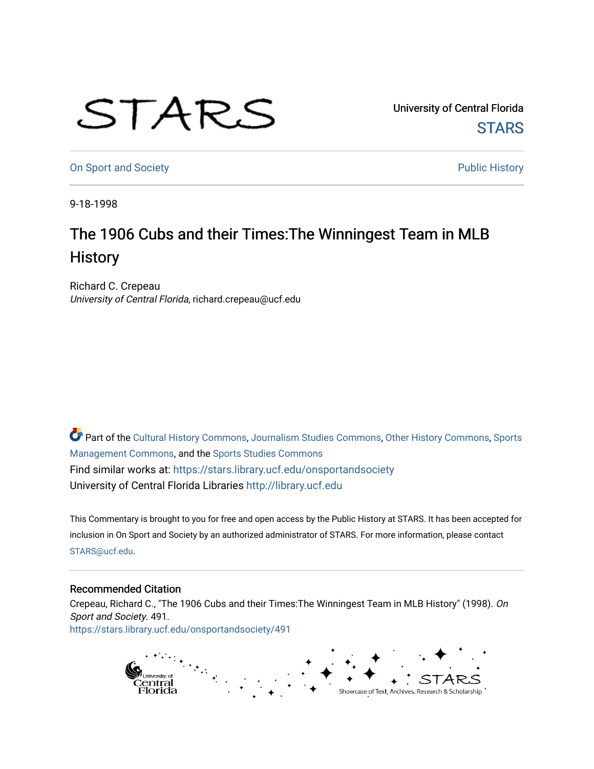University of Central Florida

STARS

On Sport and Society

Public History

9-18-1998

# The 1906 Cubs and their Times:The Winningest Team in MLB History

Richard C. Crepeau
*University of Central Florida*, richard.crepeau@ucf.edu

Part of the Cultural History Commons, Journalism Studies Commons, Other History Commons, Sports Management Commons, and the Sports Studies Commons

Find similar works at: https://stars.library.ucf.edu/onsportandsociety

University of Central Florida Libraries http://library.ucf.edu

This Commentary is brought to you for free and open access by the Public History at STARS. It has been accepted for inclusion in On Sport and Society by an authorized administrator of STARS. For more information, please contact STARS@ucf.edu.

## Recommended Citation

Crepeau, Richard C., "The 1906 Cubs and their Times:The Winningest Team in MLB History" (1998). *On Sport and Society*. 491.
https://stars.library.ucf.edu/onsportandsociety/491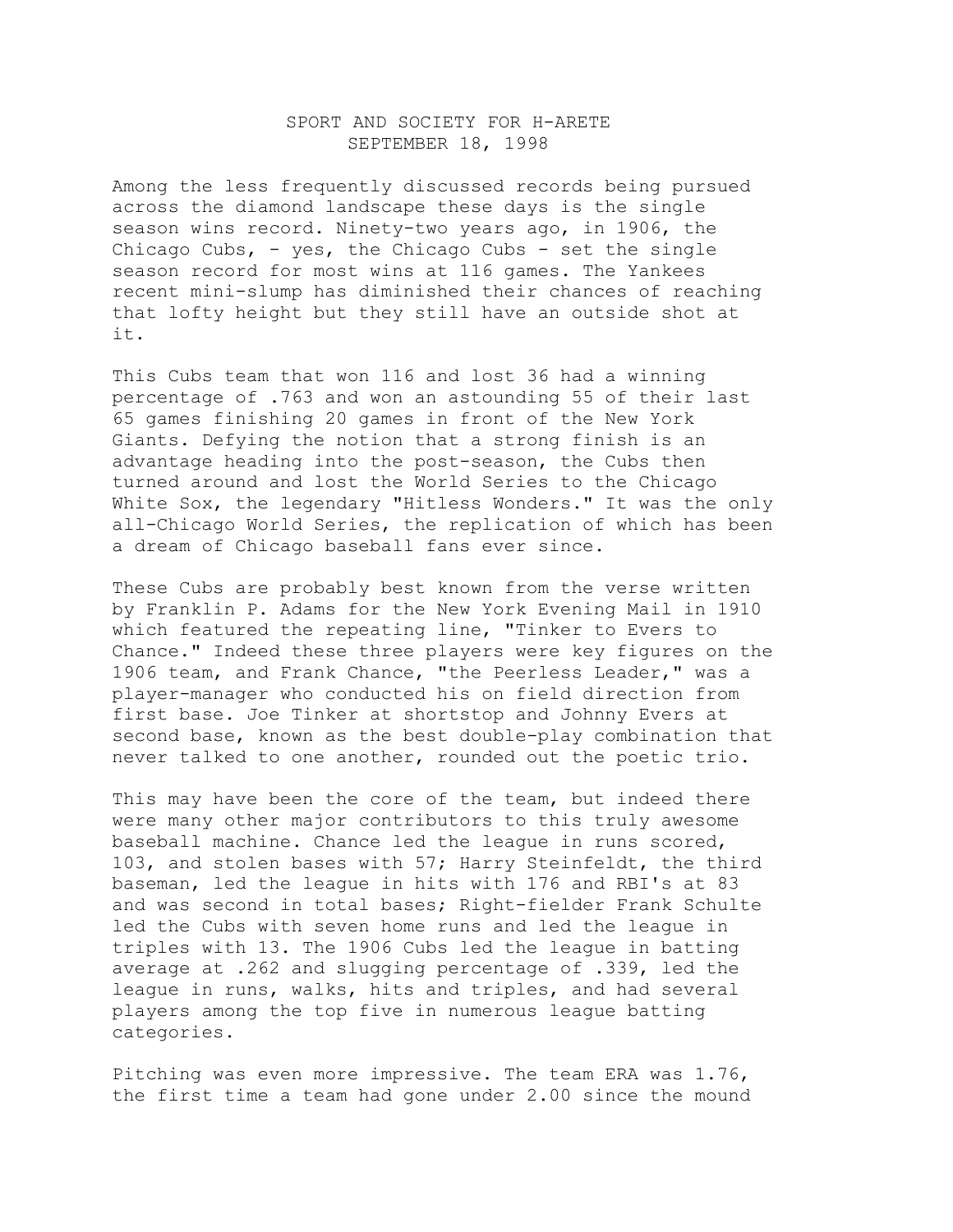SPORT AND SOCIETY FOR H-ARETE
SEPTEMBER 18, 1998

Among the less frequently discussed records being pursued across the diamond landscape these days is the single season wins record. Ninety-two years ago, in 1906, the Chicago Cubs, - yes, the Chicago Cubs - set the single season record for most wins at 116 games. The Yankees recent mini-slump has diminished their chances of reaching that lofty height but they still have an outside shot at it.

This Cubs team that won 116 and lost 36 had a winning percentage of .763 and won an astounding 55 of their last 65 games finishing 20 games in front of the New York Giants. Defying the notion that a strong finish is an advantage heading into the post-season, the Cubs then turned around and lost the World Series to the Chicago White Sox, the legendary "Hitless Wonders." It was the only all-Chicago World Series, the replication of which has been a dream of Chicago baseball fans ever since.

These Cubs are probably best known from the verse written by Franklin P. Adams for the New York Evening Mail in 1910 which featured the repeating line, "Tinker to Evers to Chance." Indeed these three players were key figures on the 1906 team, and Frank Chance, "the Peerless Leader," was a player-manager who conducted his on field direction from first base. Joe Tinker at shortstop and Johnny Evers at second base, known as the best double-play combination that never talked to one another, rounded out the poetic trio.

This may have been the core of the team, but indeed there were many other major contributors to this truly awesome baseball machine. Chance led the league in runs scored, 103, and stolen bases with 57; Harry Steinfeldt, the third baseman, led the league in hits with 176 and RBI's at 83 and was second in total bases; Right-fielder Frank Schulte led the Cubs with seven home runs and led the league in triples with 13. The 1906 Cubs led the league in batting average at .262 and slugging percentage of .339, led the league in runs, walks, hits and triples, and had several players among the top five in numerous league batting categories.

Pitching was even more impressive. The team ERA was 1.76, the first time a team had gone under 2.00 since the mound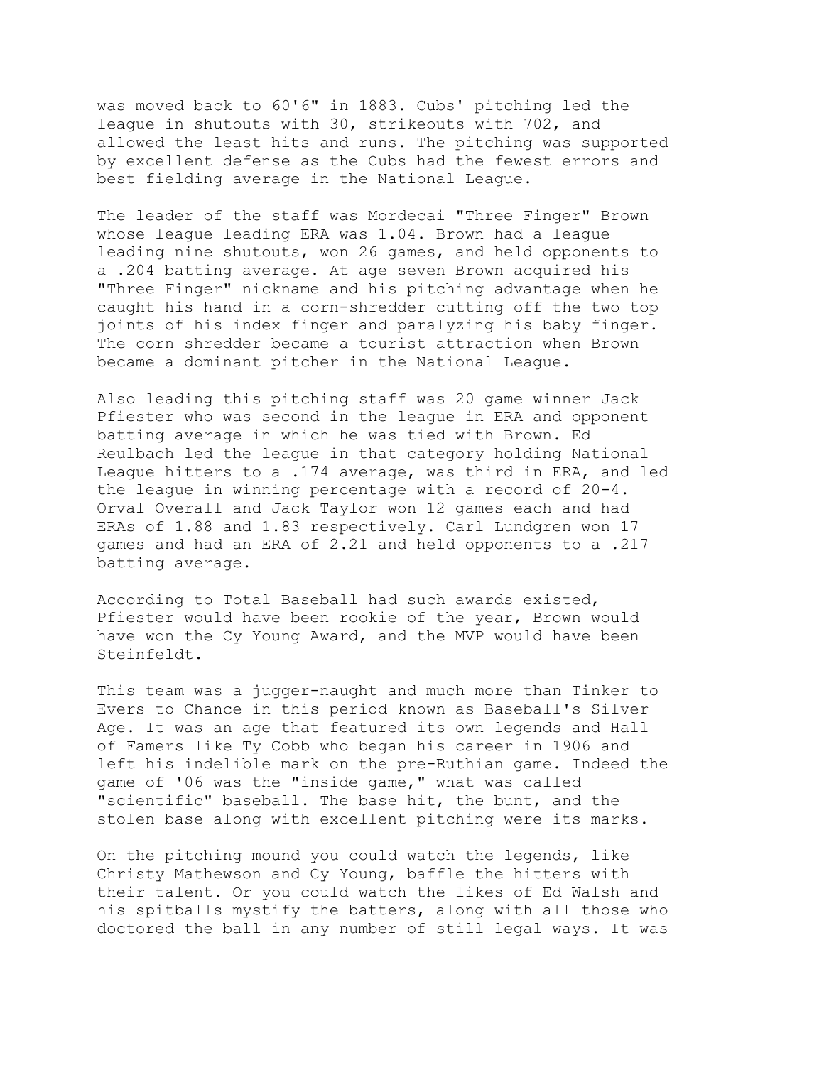was moved back to 60'6" in 1883. Cubs' pitching led the league in shutouts with 30, strikeouts with 702, and allowed the least hits and runs. The pitching was supported by excellent defense as the Cubs had the fewest errors and best fielding average in the National League.

The leader of the staff was Mordecai "Three Finger" Brown whose league leading ERA was 1.04. Brown had a league leading nine shutouts, won 26 games, and held opponents to a .204 batting average. At age seven Brown acquired his "Three Finger" nickname and his pitching advantage when he caught his hand in a corn-shredder cutting off the two top joints of his index finger and paralyzing his baby finger. The corn shredder became a tourist attraction when Brown became a dominant pitcher in the National League.

Also leading this pitching staff was 20 game winner Jack Pfiester who was second in the league in ERA and opponent batting average in which he was tied with Brown. Ed Reulbach led the league in that category holding National League hitters to a .174 average, was third in ERA, and led the league in winning percentage with a record of 20-4. Orval Overall and Jack Taylor won 12 games each and had ERAs of 1.88 and 1.83 respectively. Carl Lundgren won 17 games and had an ERA of 2.21 and held opponents to a .217 batting average.

According to Total Baseball had such awards existed, Pfiester would have been rookie of the year, Brown would have won the Cy Young Award, and the MVP would have been Steinfeldt.

This team was a jugger-naught and much more than Tinker to Evers to Chance in this period known as Baseball's Silver Age. It was an age that featured its own legends and Hall of Famers like Ty Cobb who began his career in 1906 and left his indelible mark on the pre-Ruthian game. Indeed the game of '06 was the "inside game," what was called "scientific" baseball. The base hit, the bunt, and the stolen base along with excellent pitching were its marks.

On the pitching mound you could watch the legends, like Christy Mathewson and Cy Young, baffle the hitters with their talent. Or you could watch the likes of Ed Walsh and his spitballs mystify the batters, along with all those who doctored the ball in any number of still legal ways. It was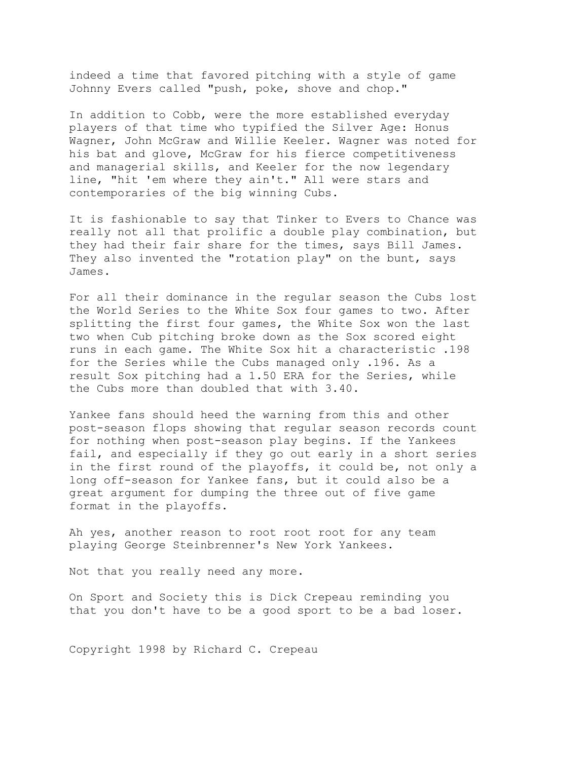indeed a time that favored pitching with a style of game Johnny Evers called "push, poke, shove and chop."

In addition to Cobb, were the more established everyday players of that time who typified the Silver Age: Honus Wagner, John McGraw and Willie Keeler. Wagner was noted for his bat and glove, McGraw for his fierce competitiveness and managerial skills, and Keeler for the now legendary line, "hit 'em where they ain't." All were stars and contemporaries of the big winning Cubs.

It is fashionable to say that Tinker to Evers to Chance was really not all that prolific a double play combination, but they had their fair share for the times, says Bill James. They also invented the "rotation play" on the bunt, says James.

For all their dominance in the regular season the Cubs lost the World Series to the White Sox four games to two. After splitting the first four games, the White Sox won the last two when Cub pitching broke down as the Sox scored eight runs in each game. The White Sox hit a characteristic .198 for the Series while the Cubs managed only .196. As a result Sox pitching had a 1.50 ERA for the Series, while the Cubs more than doubled that with 3.40.

Yankee fans should heed the warning from this and other post-season flops showing that regular season records count for nothing when post-season play begins. If the Yankees fail, and especially if they go out early in a short series in the first round of the playoffs, it could be, not only a long off-season for Yankee fans, but it could also be a great argument for dumping the three out of five game format in the playoffs.

Ah yes, another reason to root root root for any team playing George Steinbrenner's New York Yankees.

Not that you really need any more.

On Sport and Society this is Dick Crepeau reminding you that you don't have to be a good sport to be a bad loser.

Copyright 1998 by Richard C. Crepeau